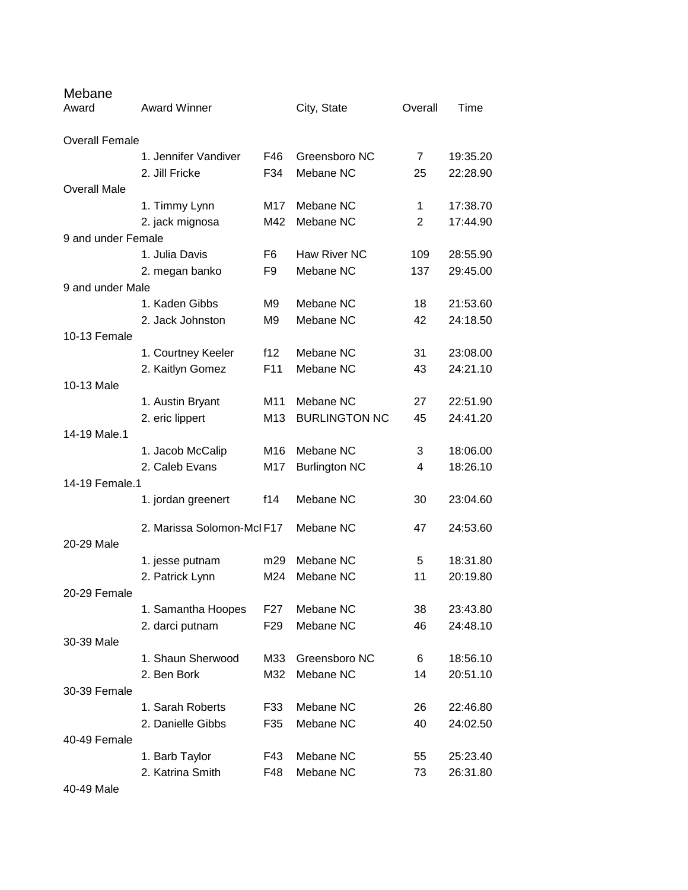Mebane

| Award | Award Winner | | City, State | Overall | Time |
|---|---|---|---|---|---|
| Overall Female | | | | | |
| | 1. Jennifer Vandiver | F46 | Greensboro NC | 7 | 19:35.20 |
| | 2. Jill Fricke | F34 | Mebane NC | 25 | 22:28.90 |
| Overall Male | | | | | |
| | 1. Timmy Lynn | M17 | Mebane NC | 1 | 17:38.70 |
| | 2. jack mignosa | M42 | Mebane NC | 2 | 17:44.90 |
| 9 and under Female | | | | | |
| | 1. Julia Davis | F6 | Haw River NC | 109 | 28:55.90 |
| | 2. megan banko | F9 | Mebane NC | 137 | 29:45.00 |
| 9 and under Male | | | | | |
| | 1. Kaden Gibbs | M9 | Mebane NC | 18 | 21:53.60 |
| | 2. Jack Johnston | M9 | Mebane NC | 42 | 24:18.50 |
| 10-13 Female | | | | | |
| | 1. Courtney Keeler | f12 | Mebane NC | 31 | 23:08.00 |
| | 2. Kaitlyn Gomez | F11 | Mebane NC | 43 | 24:21.10 |
| 10-13 Male | | | | | |
| | 1. Austin Bryant | M11 | Mebane NC | 27 | 22:51.90 |
| | 2. eric lippert | M13 | BURLINGTON NC | 45 | 24:41.20 |
| 14-19 Male.1 | | | | | |
| | 1. Jacob McCalip | M16 | Mebane NC | 3 | 18:06.00 |
| | 2. Caleb Evans | M17 | Burlington NC | 4 | 18:26.10 |
| 14-19 Female.1 | | | | | |
| | 1. jordan greenert | f14 | Mebane NC | 30 | 23:04.60 |
| | 2. Marissa Solomon-McI | F17 | Mebane NC | 47 | 24:53.60 |
| 20-29 Male | | | | | |
| | 1. jesse putnam | m29 | Mebane NC | 5 | 18:31.80 |
| | 2. Patrick Lynn | M24 | Mebane NC | 11 | 20:19.80 |
| 20-29 Female | | | | | |
| | 1. Samantha Hoopes | F27 | Mebane NC | 38 | 23:43.80 |
| | 2. darci putnam | F29 | Mebane NC | 46 | 24:48.10 |
| 30-39 Male | | | | | |
| | 1. Shaun Sherwood | M33 | Greensboro NC | 6 | 18:56.10 |
| | 2. Ben Bork | M32 | Mebane NC | 14 | 20:51.10 |
| 30-39 Female | | | | | |
| | 1. Sarah Roberts | F33 | Mebane NC | 26 | 22:46.80 |
| | 2. Danielle Gibbs | F35 | Mebane NC | 40 | 24:02.50 |
| 40-49 Female | | | | | |
| | 1. Barb Taylor | F43 | Mebane NC | 55 | 25:23.40 |
| | 2. Katrina Smith | F48 | Mebane NC | 73 | 26:31.80 |
| 40-49 Male | | | | | |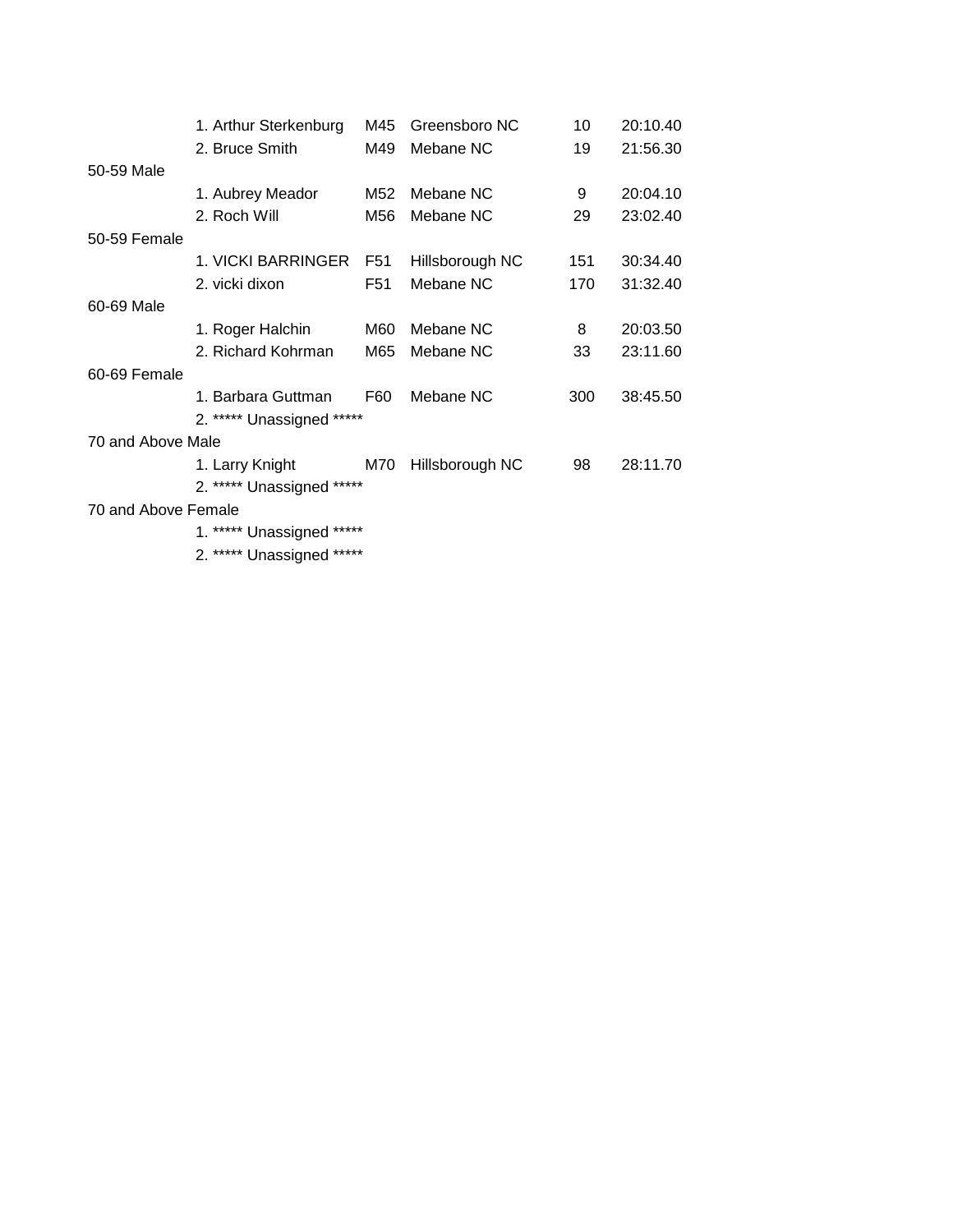| | | | | | |
|---|---|---|---|---|---|
| | 1. Arthur Sterkenburg | M45 | Greensboro NC | 10 | 20:10.40 |
| | 2. Bruce Smith | M49 | Mebane NC | 19 | 21:56.30 |
| 50-59 Male | | | | | |
| | 1. Aubrey Meador | M52 | Mebane NC | 9 | 20:04.10 |
| | 2. Roch Will | M56 | Mebane NC | 29 | 23:02.40 |
| 50-59 Female | | | | | |
| | 1. VICKI BARRINGER | F51 | Hillsborough NC | 151 | 30:34.40 |
| | 2. vicki dixon | F51 | Mebane NC | 170 | 31:32.40 |
| 60-69 Male | | | | | |
| | 1. Roger Halchin | M60 | Mebane NC | 8 | 20:03.50 |
| | 2. Richard Kohrman | M65 | Mebane NC | 33 | 23:11.60 |
| 60-69 Female | | | | | |
| | 1. Barbara Guttman | F60 | Mebane NC | 300 | 38:45.50 |
| | 2. ***** Unassigned ***** | | | | |
| 70 and Above Male | | | | | |
| | 1. Larry Knight | M70 | Hillsborough NC | 98 | 28:11.70 |
| | 2. ***** Unassigned ***** | | | | |
| 70 and Above Female | | | | | |
| | 1. ***** Unassigned ***** | | | | |
| | 2. ***** Unassigned ***** | | | | |